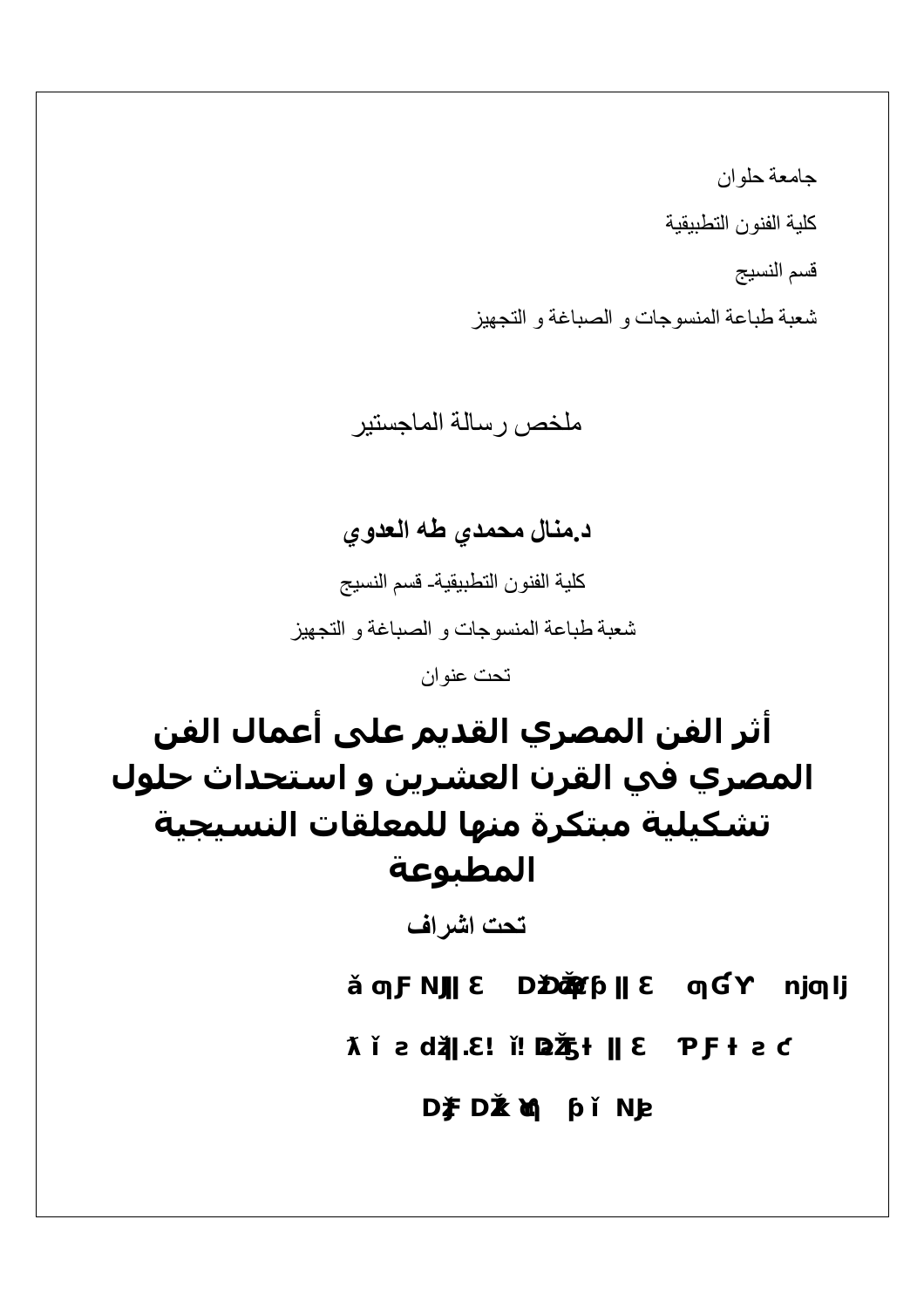جامعة حلوان

كلية الفنون التطبيقية

قسم النسيج

شعبة طباعة المنسوجات و الصباغة و التجهيز

ملخص رسالة الماجستير

**د.منال محمدي طه العدوي**

كلية الفنون التطبيقية- قسم النسيج

شعبة طباعة المنسوجات و الصباغة و التجهيز

تحت عنوان

# أثر الفن المصري القديم على أعمال الفن المصري في القرن العشرين و استحداث حلول تشكيلية مبتكرة منها للمعلقات النسيجية المطبوعة

**تحت اشراف**

**ǎ ɳ Ƒ Ǌ ǁ Ɛ Ǳ ǅ Ǯ ƥ ǁ Ɛ ɳ Ɠ Ƴ ǌ ɳ ǉ**

**ƛ ǐ ƨ ǳ ǁ .Ɛ! ǐ! ǅ Ƽ ƚ ǁ Ɛ Ƥ Ƒ ƚ ƨ Ƈ**

**Ǆ Ǆ ɰ ƥ ǐ Ǌ ƨ**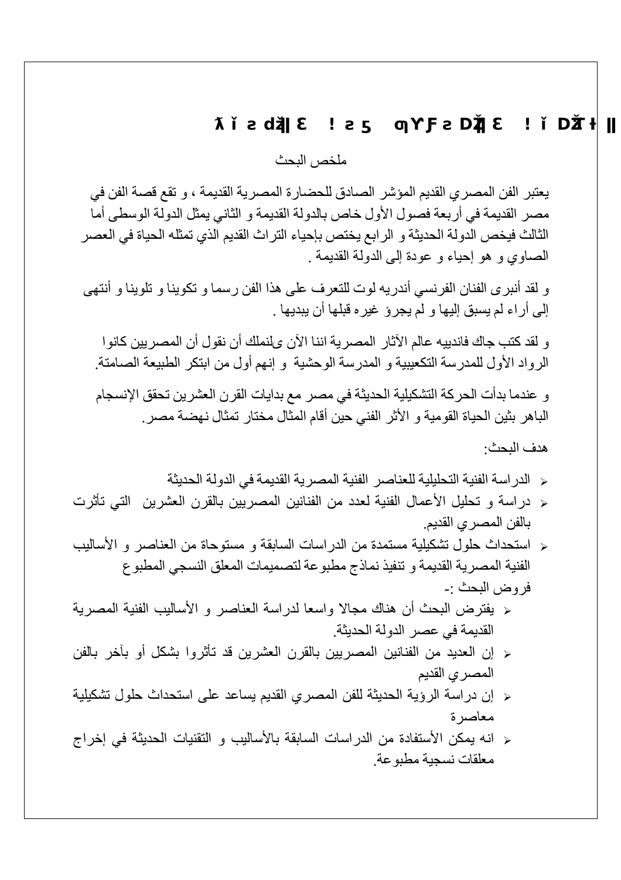ملخص البحث

يعتبر الفن المصري القديم المؤشر الصادق للحضارة المصرية القديمة ، و تقع قصة الفن في مصر القديمة في أربعة فصول الأول خاص بالدولة القديمة و الثاني يمثل الدولة الوسطى أما الثالث فيخص الدولة الحديثة و الرابع يختص بإحياء التراث القديم الذي تمثله الحياة في العصر الصاوي و هو إحياء و عودة إلى الدولة القديمة .

و لقد أنبرى الفنان الفرنسي أندريه لوت للتعرف على هذا الفن رسما و تكوينا و تلوينا و أنتهى إلى أراء لم يسبق إليها و لم يجرؤ غيره قبلها أن يبديها .

و لقد كتب جاك فانديبه عالم الآثار المصرية اننا الآن ىلنملك أن نقول أن المصريين كانوا الرواد الأول للمدرسة التكعيبية و المدرسة الوحشية و إنهم أول من ابتكر الطبيعة الصامتة.

و عندما بدأت الحركة التشكيلية الحديثة في مصر مع بدايات القرن العشرين تحقق الإنسجام الباهر بثين الحياة القومية و الأثر الفني حين أقام المثال مختار تمثال نهضة مصر.

هدف البحث:

- الدراسة الفنية التحليلية للعناصر الفنية المصرية القديمة في الدولة الحديثة
- دراسة و تحليل الأعمال الفنية لعدد من الفنانين المصريين بالقرن العشرين التي تأثرت بالفن المصري القديم.
- استحداث حلول تشكيلية مستمدة من الدراسات السابقة و مستوحاة من العناصر و الأساليب الفنية المصرية القديمة و تنفيذ نماذج مطبوعة لتصميمات المعلق النسجي المطبوع

فروض البحث :-

- يفترض البحث أن هناك مجالا واسعا لدراسة العناصر و الأساليب الفنية المصرية القديمة في عصر الدولة الحديثة.
- إن العديد من الفنانين المصريين بالقرن العشرين قد تأثروا بشكل أو بآخر بالفن المصري القديم
- إن دراسة الرؤية الحديثة للفن المصري القديم يساعد على استحداث حلول تشكيلية معاصرة
- انه يمكن الأستفادة من الدراسات السابقة بالأساليب و التقنيات الحديثة في إخراج معلقات نسجية مطبوعة.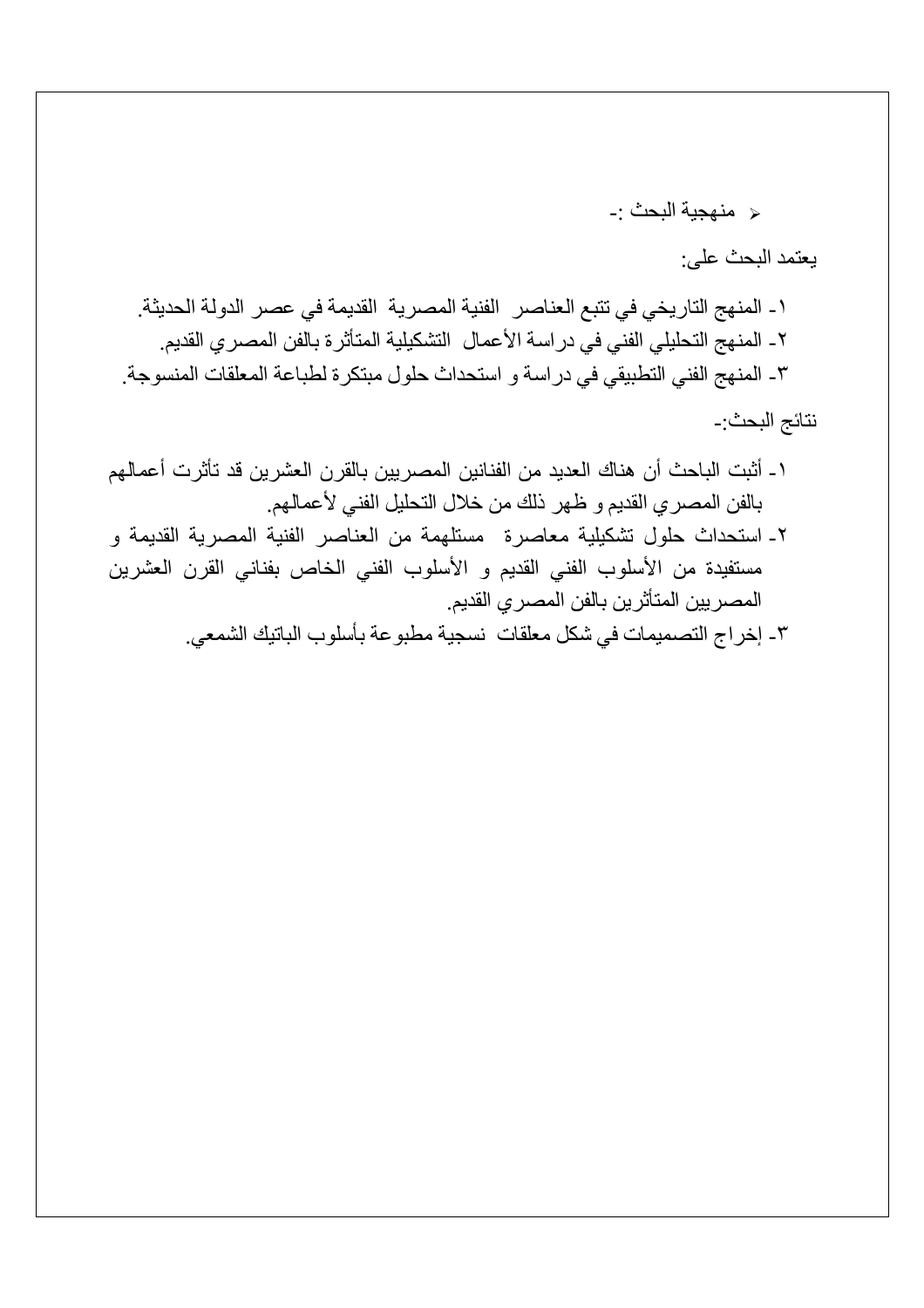- منهجية البحث :-

يعتمد البحث على:

١- المنهج التاريخي في تتبع العناصر الفنية المصرية القديمة في عصر الدولة الحديثة.
٢- المنهج التحليلي الفني في دراسة الأعمال التشكيلية المتأثرة بالفن المصري القديم.
٣- المنهج الفني التطبيقي في دراسة و استحداث حلول مبتكرة لطباعة المعلقات المنسوجة.

نتائج البحث:-

١- أثبت الباحث أن هناك العديد من الفنانين المصريين بالقرن العشرين قد تأثرت أعمالهم بالفن المصري القديم و ظهر ذلك من خلال التحليل الفني لأعمالهم.
٢- استحداث حلول تشكيلية معاصرة مستلهمة من العناصر الفنية المصرية القديمة و مستفيدة من الأسلوب الفني القديم و الأسلوب الفني الخاص بفناني القرن العشرين المصريين المتأثرين بالفن المصري القديم.
٣- إخراج التصميمات في شكل معلقات نسجية مطبوعة بأسلوب الباتيك الشمعي.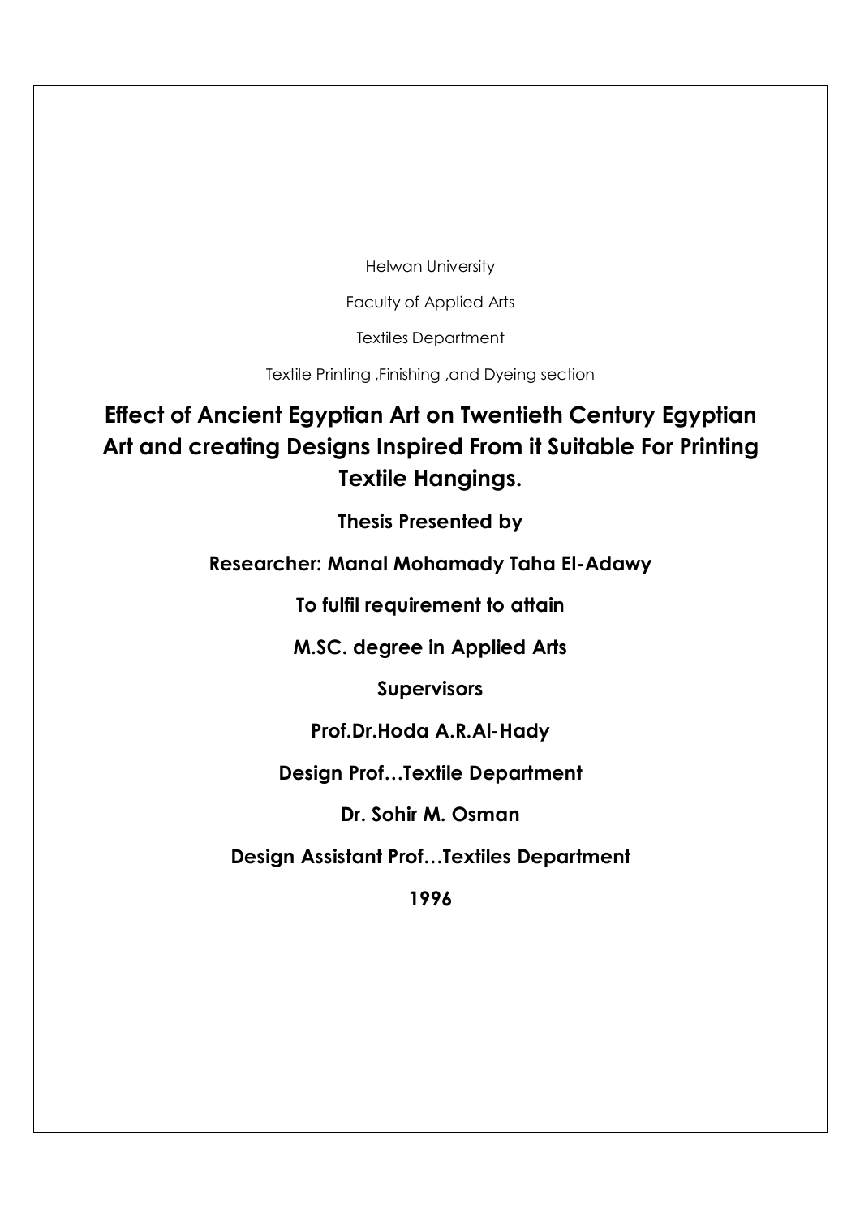Helwan University

Faculty of Applied Arts

Textiles Department

Textile Printing ,Finishing ,and Dyeing section

# Effect of Ancient Egyptian Art on Twentieth Century Egyptian Art and creating Designs Inspired From it Suitable For Printing Textile Hangings.

**Thesis Presented by**

**Researcher: Manal Mohamady Taha El-Adawy**

**To fulfil requirement to attain**

**M.SC. degree in Applied Arts**

**Supervisors**

**Prof.Dr.Hoda A.R.Al-Hady**

**Design Prof…Textile Department**

**Dr. Sohir M. Osman**

**Design Assistant Prof…Textiles Department**

**1996**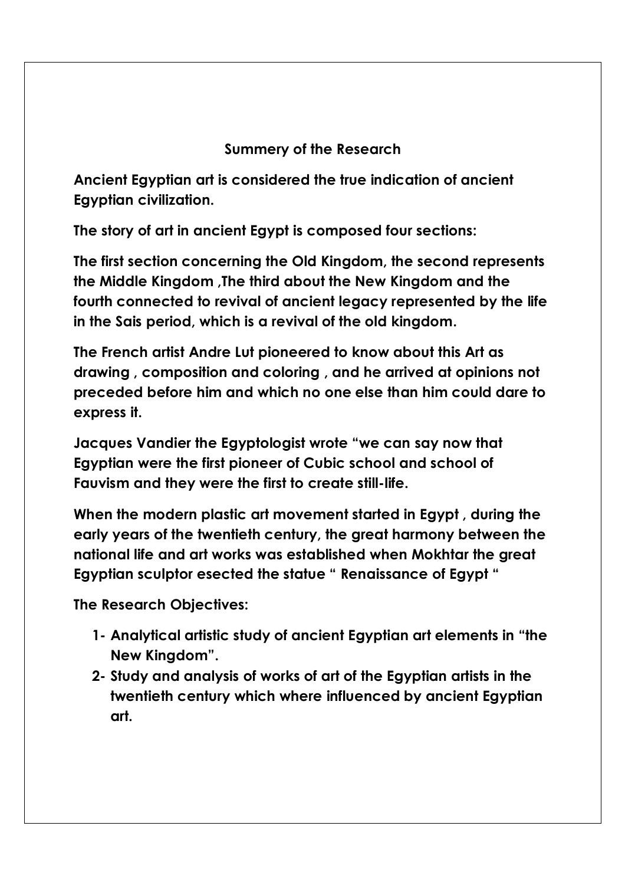## Summery of the Research

**Ancient Egyptian art is considered the true indication of ancient Egyptian civilization.**

**The story of art in ancient Egypt is composed four sections:**

**The first section concerning the Old Kingdom, the second represents the Middle Kingdom ,The third about the New Kingdom and the fourth connected to revival of ancient legacy represented by the life in the Sais period, which is a revival of the old kingdom.**

**The French artist Andre Lut pioneered to know about this Art as drawing , composition and coloring , and he arrived at opinions not preceded before him and which no one else than him could dare to express it.**

**Jacques Vandier the Egyptologist wrote "we can say now that Egyptian were the first pioneer of Cubic school and school of Fauvism and they were the first to create still-life.**

**When the modern plastic art movement started in Egypt , during the early years of the twentieth century, the great harmony between the national life and art works was established when Mokhtar the great Egyptian sculptor esected the statue " Renaissance of Egypt "**

**The Research Objectives:**

1- **Analytical artistic study of ancient Egyptian art elements in "the New Kingdom".**
2- **Study and analysis of works of art of the Egyptian artists in the twentieth century which where influenced by ancient Egyptian art.**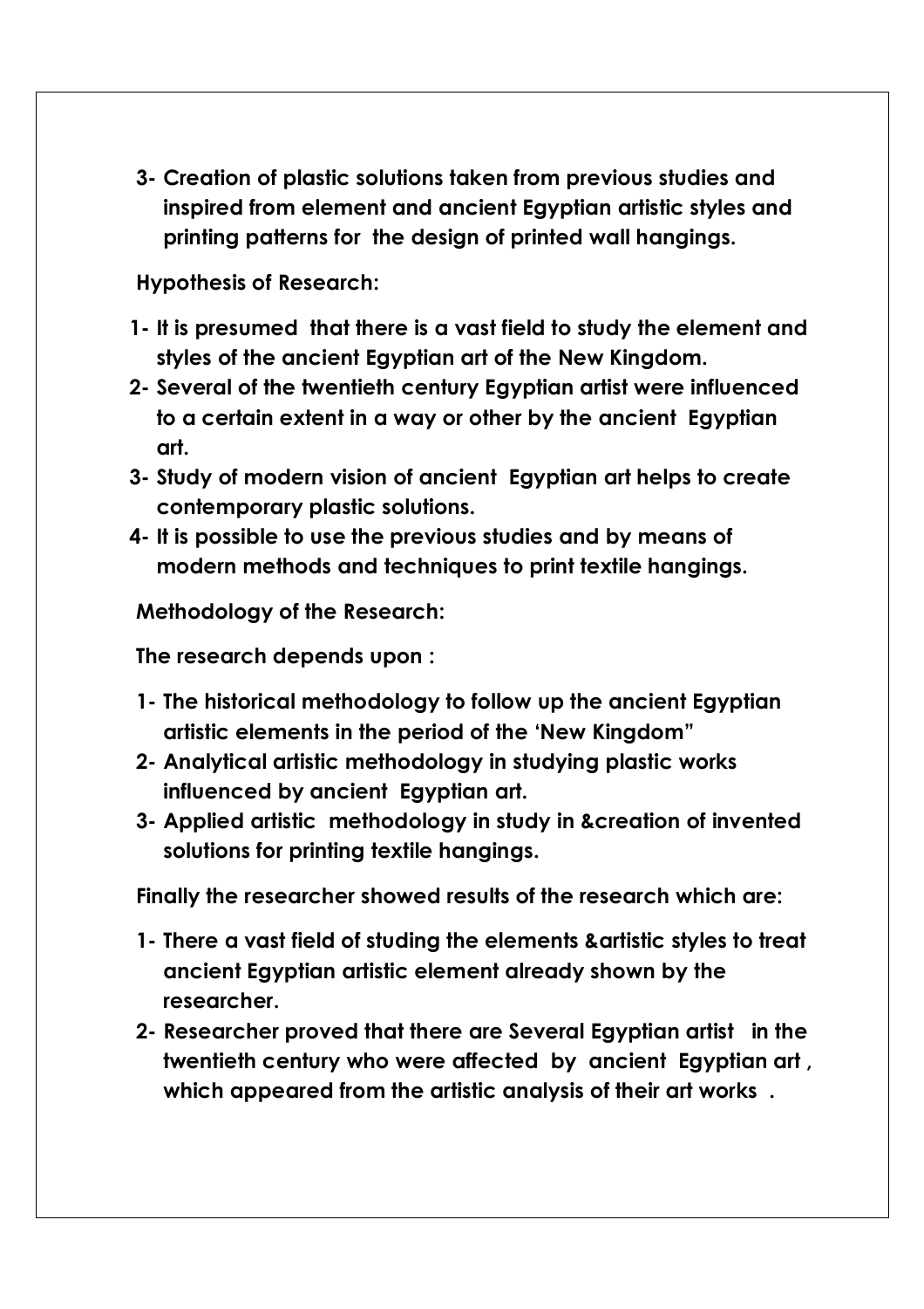**3- Creation of plastic solutions taken from previous studies and inspired from element and ancient Egyptian artistic styles and printing patterns for the design of printed wall hangings.**

**Hypothesis of Research:**

**1- It is presumed that there is a vast field to study the element and styles of the ancient Egyptian art of the New Kingdom.**

**2- Several of the twentieth century Egyptian artist were influenced to a certain extent in a way or other by the ancient Egyptian art.**

**3- Study of modern vision of ancient Egyptian art helps to create contemporary plastic solutions.**

**4- It is possible to use the previous studies and by means of modern methods and techniques to print textile hangings.**

**Methodology of the Research:**

**The research depends upon :**

**1- The historical methodology to follow up the ancient Egyptian artistic elements in the period of the 'New Kingdom"**

**2- Analytical artistic methodology in studying plastic works influenced by ancient Egyptian art.**

**3- Applied artistic methodology in study in &creation of invented solutions for printing textile hangings.**

**Finally the researcher showed results of the research which are:**

**1- There a vast field of studing the elements &artistic styles to treat ancient Egyptian artistic element already shown by the researcher.**

**2- Researcher proved that there are Several Egyptian artist in the twentieth century who were affected by ancient Egyptian art , which appeared from the artistic analysis of their art works .**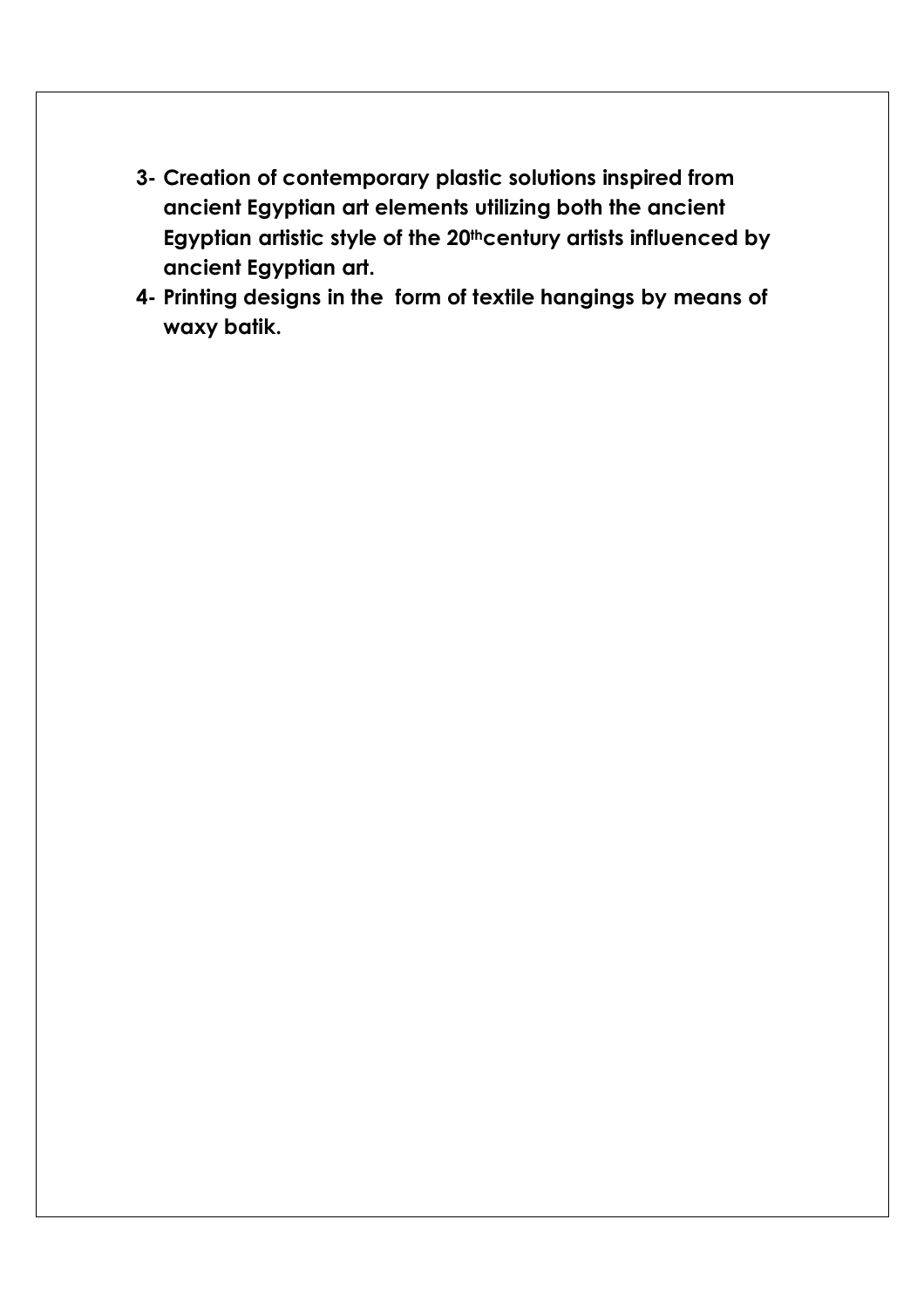3- **Creation of contemporary plastic solutions inspired from ancient Egyptian art elements utilizing both the ancient Egyptian artistic style of the 20th century artists influenced by ancient Egyptian art.**
4- **Printing designs in the form of textile hangings by means of waxy batik.**